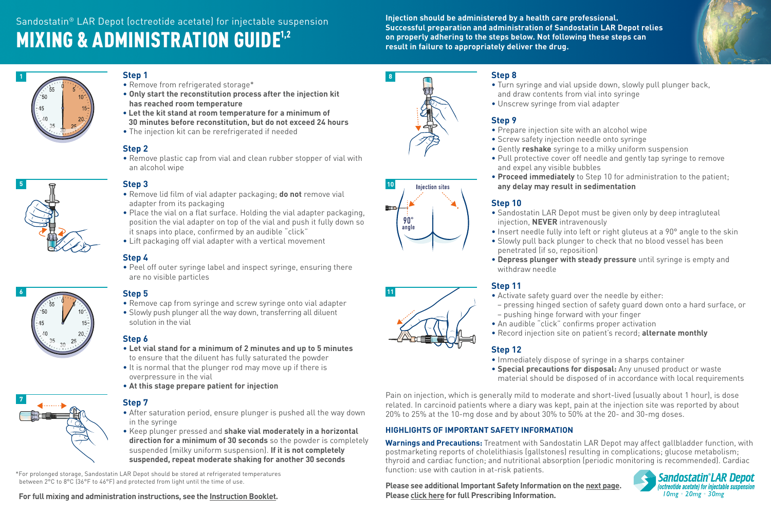Sandostatin® LAR Depot (octreotide acetate) for injectable suspension

# MIXING & ADMINISTRATION GUIDE[1,2]

**Injection should be administered by a health care professional. Successful preparation and administration of Sandostatin LAR Depot relies on properly adhering to the steps below. Not following these steps can result in failure to appropriately deliver the drug.**

### Step 1
- Remove from refrigerated storage*
- **Only start the reconstitution process after the injection kit has reached room temperature**
- **Let the kit stand at room temperature for a minimum of 30 minutes before reconstitution, but do not exceed 24 hours**
- The injection kit can be rerefrigerated if needed

### Step 2
- Remove plastic cap from vial and clean rubber stopper of vial with an alcohol wipe

### Step 3
- Remove lid film of vial adapter packaging; **do not** remove vial adapter from its packaging
- Place the vial on a flat surface. Holding the vial adapter packaging, position the vial adapter on top of the vial and push it fully down so it snaps into place, confirmed by an audible "click"
- Lift packaging off vial adapter with a vertical movement

### Step 4
- Peel off outer syringe label and inspect syringe, ensuring there are no visible particles

### Step 5
- Remove cap from syringe and screw syringe onto vial adapter
- Slowly push plunger all the way down, transferring all diluent solution in the vial

### Step 6
- **Let vial stand for a minimum of 2 minutes and up to 5 minutes** to ensure that the diluent has fully saturated the powder
- It is normal that the plunger rod may move up if there is overpressure in the vial
- **At this stage prepare patient for injection**

### Step 7
- After saturation period, ensure plunger is pushed all the way down in the syringe
- Keep plunger pressed and **shake vial moderately in a horizontal direction for a minimum of 30 seconds** so the powder is completely suspended (milky uniform suspension). **If it is not completely suspended, repeat moderate shaking for another 30 seconds**

*For prolonged storage, Sandostatin LAR Depot should be stored at refrigerated temperatures between 2°C to 8°C (36°F to 46°F) and protected from light until the time of use.

**For full mixing and administration instructions, see the Instruction Booklet.**

### Step 8
- Turn syringe and vial upside down, slowly pull plunger back, and draw contents from vial into syringe
- Unscrew syringe from vial adapter

### Step 9
- Prepare injection site with an alcohol wipe
- Screw safety injection needle onto syringe
- Gently **reshake** syringe to a milky uniform suspension
- Pull protective cover off needle and gently tap syringe to remove and expel any visible bubbles
- **Proceed immediately** to Step 10 for administration to the patient; **any delay may result in sedimentation**

### Step 10
- Sandostatin LAR Depot must be given only by deep intragluteal injection, **NEVER** intravenously
- Insert needle fully into left or right gluteus at a 90° angle to the skin
- Slowly pull back plunger to check that no blood vessel has been penetrated (if so, reposition)
- **Depress plunger with steady pressure** until syringe is empty and withdraw needle

### Step 11
- Activate safety guard over the needle by either:
  - pressing hinged section of safety guard down onto a hard surface, or
  - pushing hinge forward with your finger
- An audible "click" confirms proper activation
- Record injection site on patient's record; **alternate monthly**

### Step 12
- Immediately dispose of syringe in a sharps container
- **Special precautions for disposal:** Any unused product or waste material should be disposed of in accordance with local requirements

Pain on injection, which is generally mild to moderate and short-lived (usually about 1 hour), is dose related. In carcinoid patients where a diary was kept, pain at the injection site was reported by about 20% to 25% at the 10-mg dose and by about 30% to 50% at the 20- and 30-mg doses.

## HIGHLIGHTS OF IMPORTANT SAFETY INFORMATION

**Warnings and Precautions:** Treatment with Sandostatin LAR Depot may affect gallbladder function, with postmarketing reports of cholelithiasis (gallstones) resulting in complications; glucose metabolism; thyroid and cardiac function; and nutritional absorption (periodic monitoring is recommended). Cardiac function: use with caution in at-risk patients.

**Please see additional Important Safety Information on the next page.**
**Please click here for full Prescribing Information.**

Sandostatin® LAR Depot (octreotide acetate) for injectable suspension 10mg • 20mg • 30mg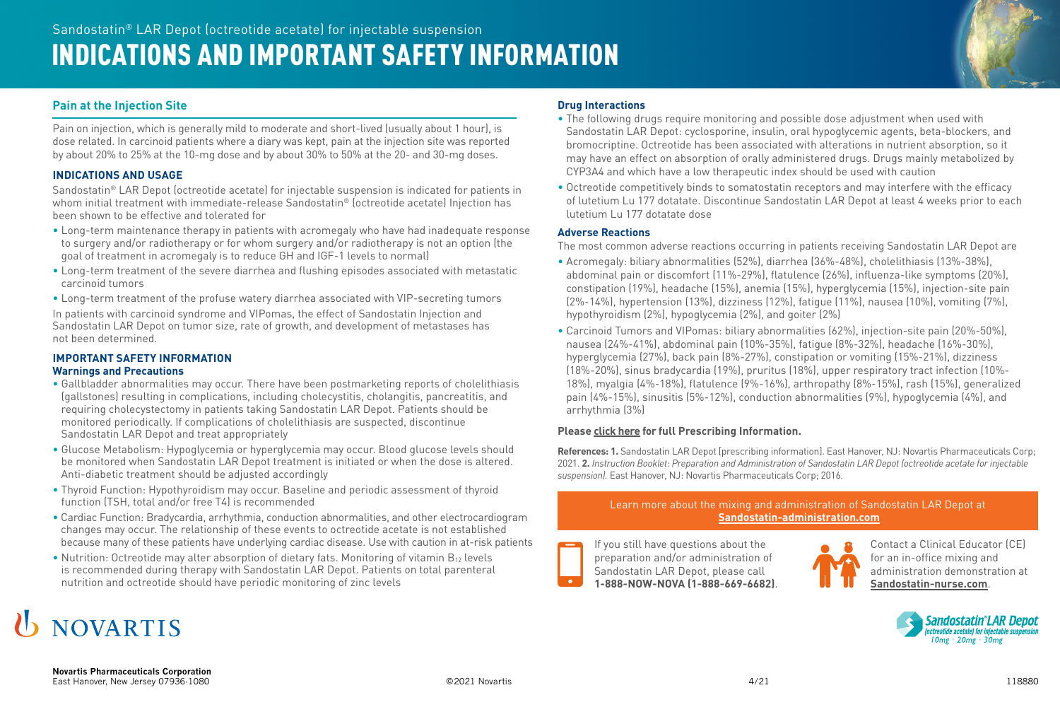Sandostatin® LAR Depot (octreotide acetate) for injectable suspension

# INDICATIONS AND IMPORTANT SAFETY INFORMATION

## Pain at the Injection Site

Pain on injection, which is generally mild to moderate and short-lived (usually about 1 hour), is dose related. In carcinoid patients where a diary was kept, pain at the injection site was reported by about 20% to 25% at the 10-mg dose and by about 30% to 50% at the 20- and 30-mg doses.

### INDICATIONS AND USAGE

Sandostatin® LAR Depot (octreotide acetate) for injectable suspension is indicated for patients in whom initial treatment with immediate-release Sandostatin® (octreotide acetate) Injection has been shown to be effective and tolerated for

- Long-term maintenance therapy in patients with acromegaly who have had inadequate response to surgery and/or radiotherapy or for whom surgery and/or radiotherapy is not an option (the goal of treatment in acromegaly is to reduce GH and IGF-1 levels to normal)
- Long-term treatment of the severe diarrhea and flushing episodes associated with metastatic carcinoid tumors
- Long-term treatment of the profuse watery diarrhea associated with VIP-secreting tumors

In patients with carcinoid syndrome and VIPomas, the effect of Sandostatin Injection and Sandostatin LAR Depot on tumor size, rate of growth, and development of metastases has not been determined.

### IMPORTANT SAFETY INFORMATION

#### Warnings and Precautions

- Gallbladder abnormalities may occur. There have been postmarketing reports of cholelithiasis (gallstones) resulting in complications, including cholecystitis, cholangitis, pancreatitis, and requiring cholecystectomy in patients taking Sandostatin LAR Depot. Patients should be monitored periodically. If complications of cholelithiasis are suspected, discontinue Sandostatin LAR Depot and treat appropriately
- Glucose Metabolism: Hypoglycemia or hyperglycemia may occur. Blood glucose levels should be monitored when Sandostatin LAR Depot treatment is initiated or when the dose is altered. Anti-diabetic treatment should be adjusted accordingly
- Thyroid Function: Hypothyroidism may occur. Baseline and periodic assessment of thyroid function (TSH, total and/or free T4) is recommended
- Cardiac Function: Bradycardia, arrhythmia, conduction abnormalities, and other electrocardiogram changes may occur. The relationship of these events to octreotide acetate is not established because many of these patients have underlying cardiac disease. Use with caution in at-risk patients
- Nutrition: Octreotide may alter absorption of dietary fats. Monitoring of vitamin $B_{12}$ levels is recommended during therapy with Sandostatin LAR Depot. Patients on total parenteral nutrition and octreotide should have periodic monitoring of zinc levels

#### Drug Interactions

- The following drugs require monitoring and possible dose adjustment when used with Sandostatin LAR Depot: cyclosporine, insulin, oral hypoglycemic agents, beta-blockers, and bromocriptine. Octreotide has been associated with alterations in nutrient absorption, so it may have an effect on absorption of orally administered drugs. Drugs mainly metabolized by CYP3A4 and which have a low therapeutic index should be used with caution
- Octreotide competitively binds to somatostatin receptors and may interfere with the efficacy of lutetium Lu 177 dotatate. Discontinue Sandostatin LAR Depot at least 4 weeks prior to each lutetium Lu 177 dotatate dose

#### Adverse Reactions

The most common adverse reactions occurring in patients receiving Sandostatin LAR Depot are

- Acromegaly: biliary abnormalities (52%), diarrhea (36%-48%), cholelithiasis (13%-38%), abdominal pain or discomfort (11%-29%), flatulence (26%), influenza-like symptoms (20%), constipation (19%), headache (15%), anemia (15%), hyperglycemia (15%), injection-site pain (2%-14%), hypertension (13%), dizziness (12%), fatigue (11%), nausea (10%), vomiting (7%), hypothyroidism (2%), hypoglycemia (2%), and goiter (2%)
- Carcinoid Tumors and VIPomas: biliary abnormalities (62%), injection-site pain (20%-50%), nausea (24%-41%), abdominal pain (10%-35%), fatigue (8%-32%), headache (16%-30%), hyperglycemia (27%), back pain (8%-27%), constipation or vomiting (15%-21%), dizziness (18%-20%), sinus bradycardia (19%), pruritus (18%), upper respiratory tract infection (10%-18%), myalgia (4%-18%), flatulence (9%-16%), arthropathy (8%-15%), rash (15%), generalized pain (4%-15%), sinusitis (5%-12%), conduction abnormalities (9%), hypoglycemia (4%), and arrhythmia (3%)

**Please click here for full Prescribing Information.**

**References: 1.** Sandostatin LAR Depot [prescribing information]. East Hanover, NJ: Novartis Pharmaceuticals Corp; 2021. **2.** *Instruction Booklet: Preparation and Administration of Sandostatin LAR Depot (octreotide acetate for injectable suspension).* East Hanover, NJ: Novartis Pharmaceuticals Corp; 2016.

Learn more about the mixing and administration of Sandostatin LAR Depot at **Sandostatin-administration.com**

If you still have questions about the preparation and/or administration of Sandostatin LAR Depot, please call **1-888-NOW-NOVA (1-888-669-6682)**.

Contact a Clinical Educator (CE) for an in-office mixing and administration demonstration at **Sandostatin-nurse.com**.

NOVARTIS

Sandostatin® LAR Depot (octreotide acetate) for injectable suspension 10mg • 20mg • 30mg

**Novartis Pharmaceuticals Corporation**
East Hanover, New Jersey 07936-1080

©2021 Novartis 4/21 118880